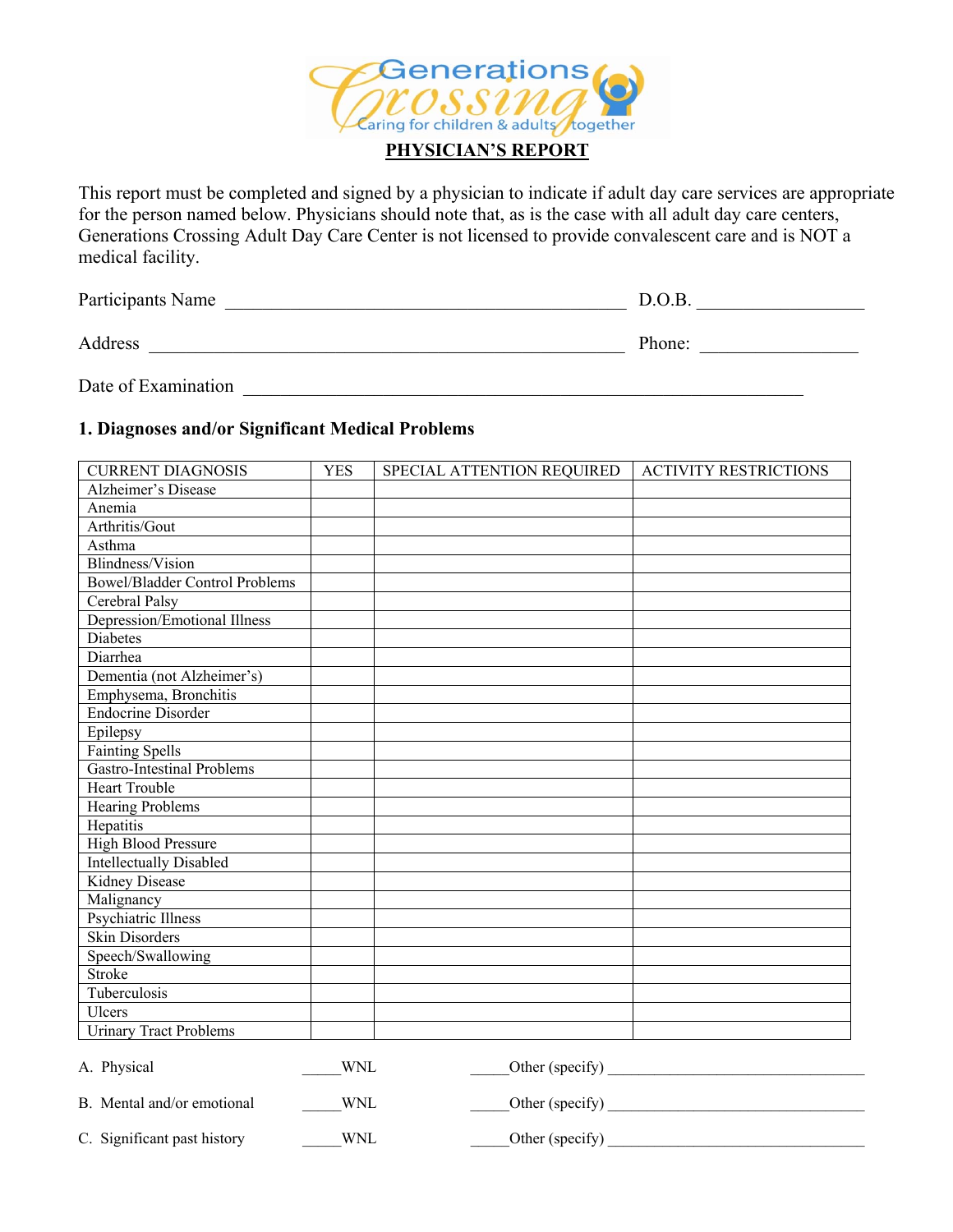Generations Crossing
Caring for children & adults together

## PHYSICIAN'S REPORT

This report must be completed and signed by a physician to indicate if adult day care services are appropriate for the person named below. Physicians should note that, as is the case with all adult day care centers, Generations Crossing Adult Day Care Center is not licensed to provide convalescent care and is NOT a medical facility.

Participants Name ____________________________________________ D.O.B. __________________

Address _____________________________________________________ Phone: _________________

Date of Examination _____________________________________________________________

### 1. Diagnoses and/or Significant Medical Problems

| CURRENT DIAGNOSIS | YES | SPECIAL ATTENTION REQUIRED | ACTIVITY RESTRICTIONS |
|---|---|---|---|
| Alzheimer's Disease | | | |
| Anemia | | | |
| Arthritis/Gout | | | |
| Asthma | | | |
| Blindness/Vision | | | |
| Bowel/Bladder Control Problems | | | |
| Cerebral Palsy | | | |
| Depression/Emotional Illness | | | |
| Diabetes | | | |
| Diarrhea | | | |
| Dementia (not Alzheimer's) | | | |
| Emphysema, Bronchitis | | | |
| Endocrine Disorder | | | |
| Epilepsy | | | |
| Fainting Spells | | | |
| Gastro-Intestinal Problems | | | |
| Heart Trouble | | | |
| Hearing Problems | | | |
| Hepatitis | | | |
| High Blood Pressure | | | |
| Intellectually Disabled | | | |
| Kidney Disease | | | |
| Malignancy | | | |
| Psychiatric Illness | | | |
| Skin Disorders | | | |
| Speech/Swallowing | | | |
| Stroke | | | |
| Tuberculosis | | | |
| Ulcers | | | |
| Urinary Tract Problems | | | |

A. Physical _____WNL _____Other (specify) _________________________________

B. Mental and/or emotional _____WNL _____Other (specify) _________________________________

C. Significant past history _____WNL _____Other (specify) _________________________________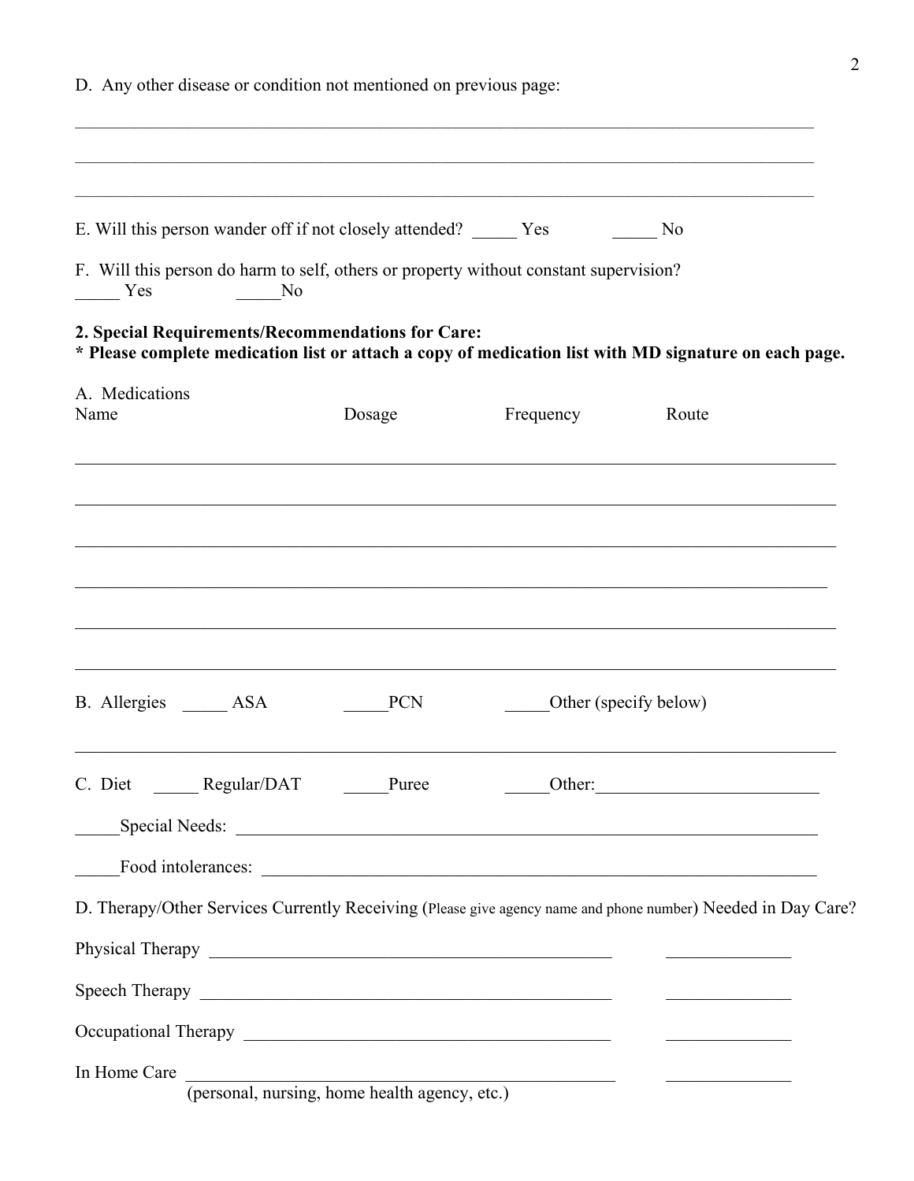D. Any other disease or condition not mentioned on previous page:

_______________________________________________________________________________

_______________________________________________________________________________

_______________________________________________________________________________

E. Will this person wander off if not closely attended? _____ Yes _____ No

F. Will this person do harm to self, others or property without constant supervision?
_____ Yes _____No

**2. Special Requirements/Recommendations for Care:**
**\* Please complete medication list or attach a copy of medication list with MD signature on each page.**

A. Medications

| Name | Dosage | Frequency | Route |
|---|---|---|---|
| | | | |
| | | | |
| | | | |
| | | | |
| | | | |
| | | | |

B. Allergies _____ ASA _____PCN _____Other (specify below)

_______________________________________________________________________________

C. Diet _____ Regular/DAT _____Puree _____Other:_________________________

_____Special Needs: ____________________________________________________________________

_____Food intolerances: _________________________________________________________________

D. Therapy/Other Services Currently Receiving (Please give agency name and phone number) Needed in Day Care?

Physical Therapy _______________________________________________ ______________

Speech Therapy _______________________________________________ ______________

Occupational Therapy __________________________________________ ______________

In Home Care _________________________________________________ ______________
(personal, nursing, home health agency, etc.)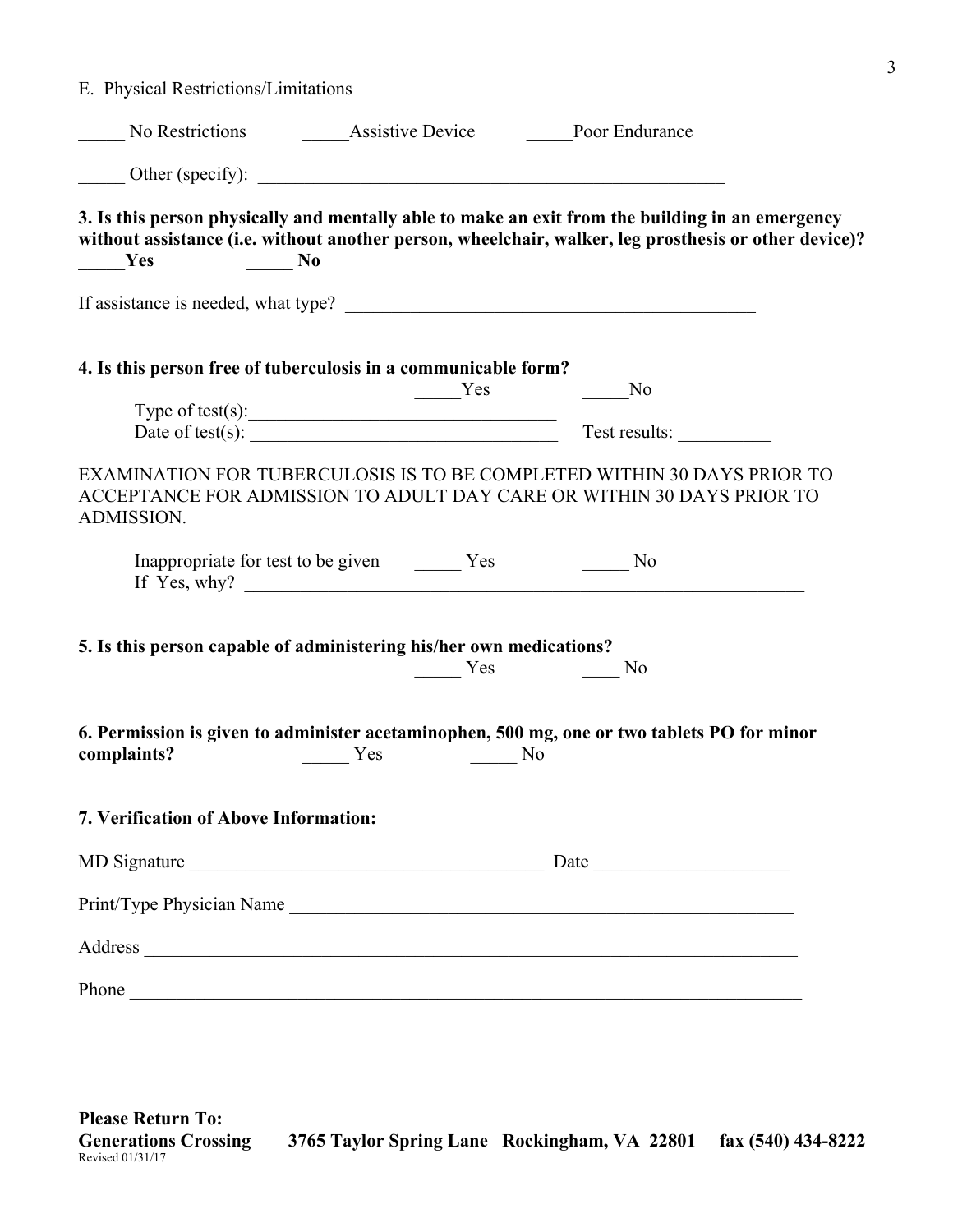E. Physical Restrictions/Limitations

_____ No Restrictions _____Assistive Device _____Poor Endurance

_____ Other (specify): ____________________________________________________

**3. Is this person physically and mentally able to make an exit from the building in an emergency without assistance (i.e. without another person, wheelchair, walker, leg prosthesis or other device)? _____Yes _____ No**

If assistance is needed, what type? ____________________________________________

**4. Is this person free of tuberculosis in a communicable form?**

_____Yes _____No

Type of test(s):_________________________________

Date of test(s): _________________________________ Test results: __________

EXAMINATION FOR TUBERCULOSIS IS TO BE COMPLETED WITHIN 30 DAYS PRIOR TO ACCEPTANCE FOR ADMISSION TO ADULT DAY CARE OR WITHIN 30 DAYS PRIOR TO ADMISSION.

Inappropriate for test to be given _____ Yes _____ No

If Yes, why? ____________________________________________________________

**5. Is this person capable of administering his/her own medications?**

_____ Yes ____ No

**6. Permission is given to administer acetaminophen, 500 mg, one or two tablets PO for minor complaints?** _____ Yes _____ No

**7. Verification of Above Information:**

MD Signature ______________________________________ Date ____________________

Print/Type Physician Name ________________________________________________________

Address ______________________________________________________________________

Phone _______________________________________________________________________

**Please Return To:**
**Generations Crossing 3765 Taylor Spring Lane Rockingham, VA 22801 fax (540) 434-8222**
Revised 01/31/17